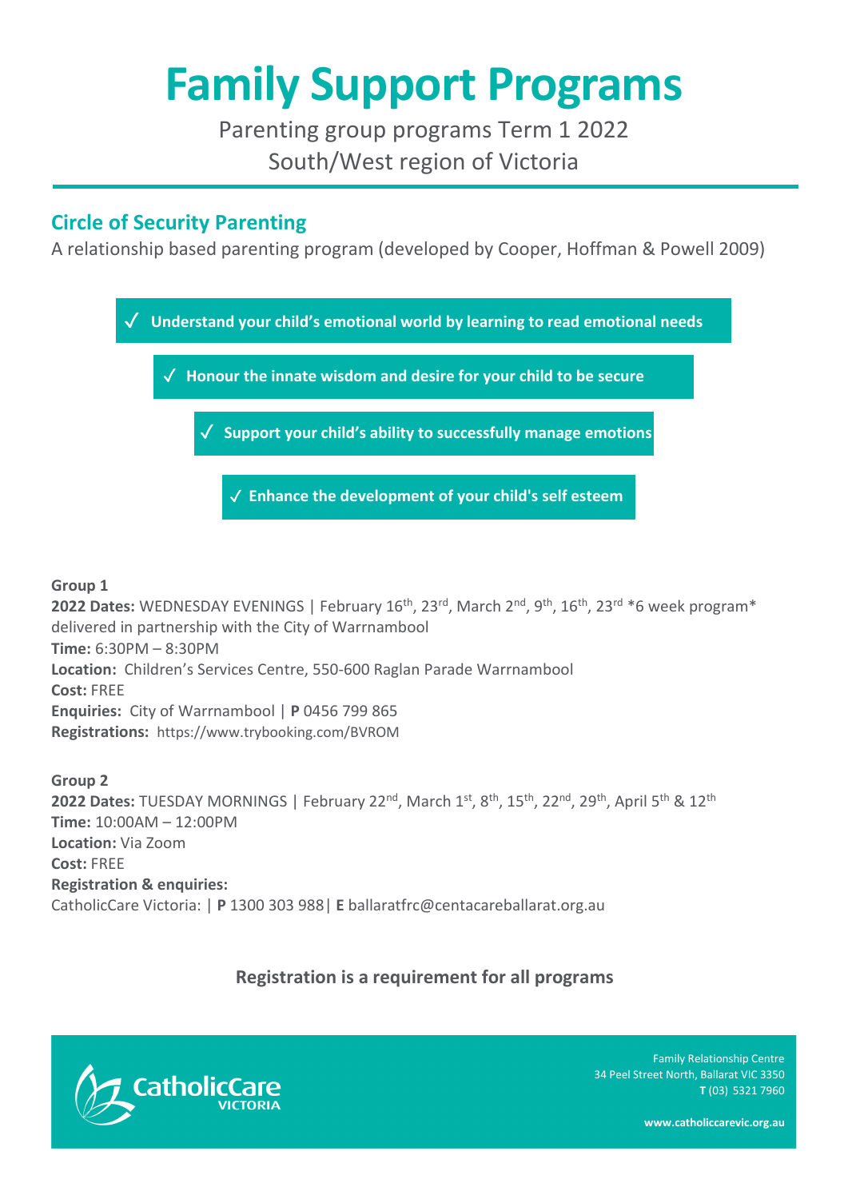# Family Support Programs

Parenting group programs Term 1 2022
South/West region of Victoria

## Circle of Security Parenting

A relationship based parenting program (developed by Cooper, Hoffman & Powell 2009)

- ✓ **Understand your child's emotional world by learning to read emotional needs**
- ✓ **Honour the innate wisdom and desire for your child to be secure**
- ✓ **Support your child's ability to successfully manage emotions**
- ✓ **Enhance the development of your child's self esteem**

**Group 1**
**2022 Dates:** WEDNESDAY EVENINGS | February 16th, 23rd, March 2nd, 9th, 16th, 23rd *6 week program* delivered in partnership with the City of Warrnambool
**Time:** 6:30PM – 8:30PM
**Location:** Children's Services Centre, 550-600 Raglan Parade Warrnambool
**Cost:** FREE
**Enquiries:** City of Warrnambool | **P** 0456 799 865
**Registrations:** https://www.trybooking.com/BVROM

**Group 2**
**2022 Dates:** TUESDAY MORNINGS | February 22nd, March 1st, 8th, 15th, 22nd, 29th, April 5th & 12th
**Time:** 10:00AM – 12:00PM
**Location:** Via Zoom
**Cost:** FREE
**Registration & enquiries:**
CatholicCare Victoria: | **P** 1300 303 988| **E** ballaratfrc@centacareballarat.org.au

**Registration is a requirement for all programs**

CatholicCare VICTORIA

Family Relationship Centre
34 Peel Street North, Ballarat VIC 3350
**T** (03) 5321 7960

**www.catholiccarevic.org.au**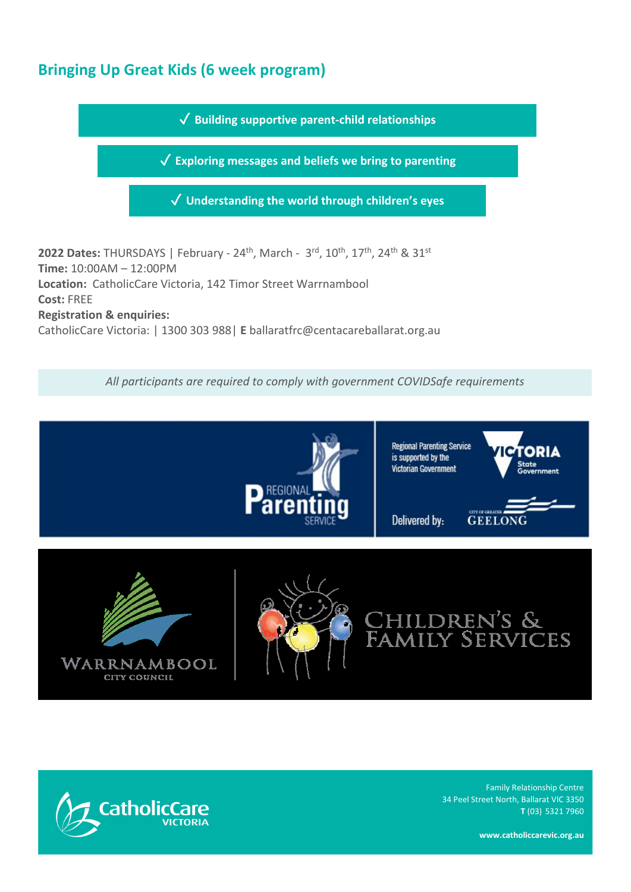## Bringing Up Great Kids (6 week program)

✓ Building supportive parent-child relationships

✓ Exploring messages and beliefs we bring to parenting

✓ Understanding the world through children's eyes

**2022 Dates:** THURSDAYS | February - 24th, March - 3rd, 10th, 17th, 24th & 31st
**Time:** 10:00AM – 12:00PM
**Location:** CatholicCare Victoria, 142 Timor Street Warrnambool
**Cost:** FREE
**Registration & enquiries:**
CatholicCare Victoria: | 1300 303 988| **E** ballaratfrc@centacareballarat.org.au

*All participants are required to comply with government COVIDSafe requirements*

REGIONAL Parenting SERVICE

Regional Parenting Service is supported by the Victorian Government

VICTORIA State Government

Delivered by: CITY OF GREATER GEELONG

WARRNAMBOOL CITY COUNCIL

CHILDREN'S & FAMILY SERVICES

CatholicCare VICTORIA

Family Relationship Centre
34 Peel Street North, Ballarat VIC 3350
**T** (03) 5321 7960

**www.catholiccarevic.org.au**